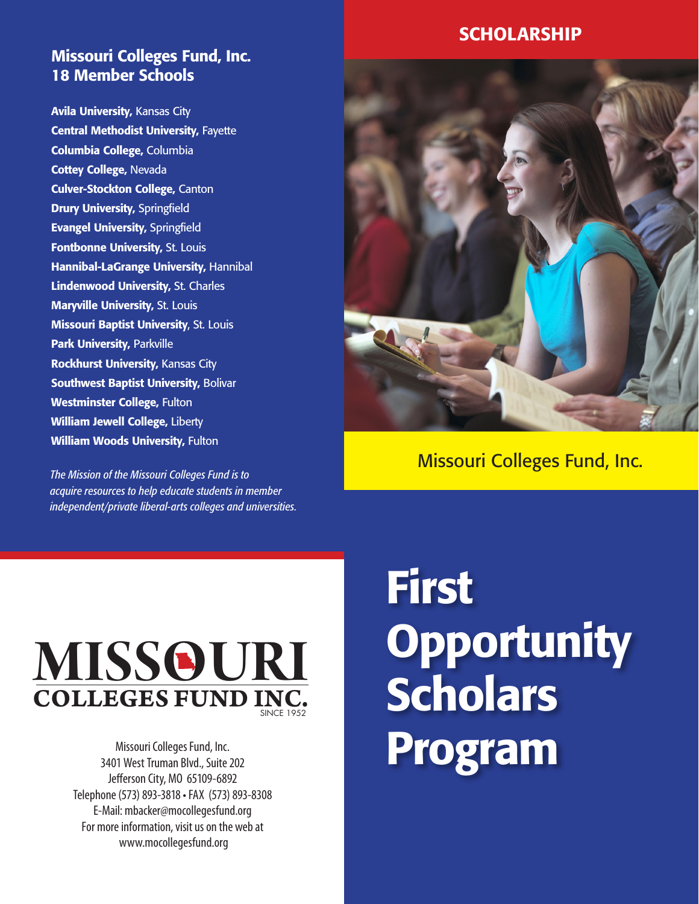## Missouri Colleges Fund, Inc.
## 18 Member Schools

**Avila University,** Kansas City
**Central Methodist University,** Fayette
**Columbia College,** Columbia
**Cottey College,** Nevada
**Culver-Stockton College,** Canton
**Drury University,** Springfield
**Evangel University,** Springfield
**Fontbonne University,** St. Louis
**Hannibal-LaGrange University,** Hannibal
**Lindenwood University,** St. Charles
**Maryville University,** St. Louis
**Missouri Baptist University**, St. Louis
**Park University,** Parkville
**Rockhurst University,** Kansas City
**Southwest Baptist University,** Bolivar
**Westminster College,** Fulton
**William Jewell College,** Liberty
**William Woods University,** Fulton

*The Mission of the Missouri Colleges Fund is to acquire resources to help educate students in member independent/private liberal-arts colleges and universities.*

**SCHOLARSHIP**

Missouri Colleges Fund, Inc.

MISSOURI
COLLEGES FUND INC.
SINCE 1952

Missouri Colleges Fund, Inc.
3401 West Truman Blvd., Suite 202
Jefferson City, MO 65109-6892
Telephone (573) 893-3818 • FAX (573) 893-8308
E-Mail: mbacker@mocollegesfund.org
For more information, visit us on the web at
www.mocollegesfund.org

# First Opportunity Scholars Program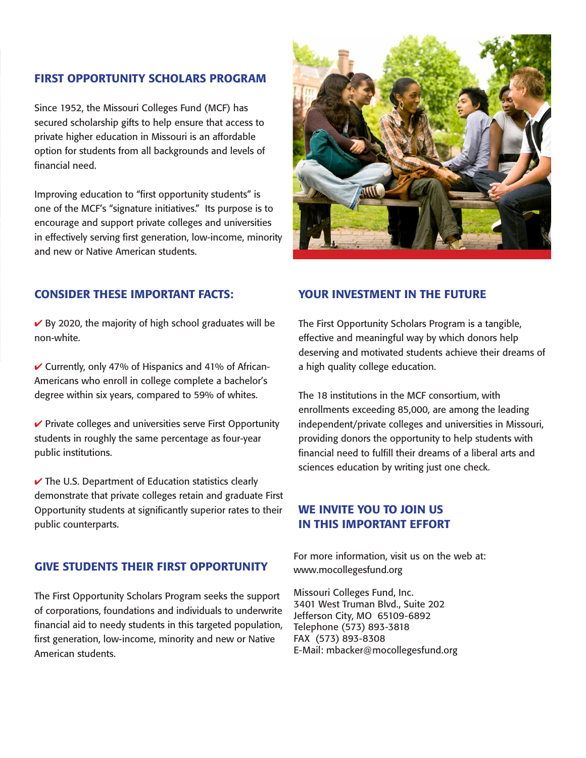## FIRST OPPORTUNITY SCHOLARS PROGRAM

Since 1952, the Missouri Colleges Fund (MCF) has secured scholarship gifts to help ensure that access to private higher education in Missouri is an affordable option for students from all backgrounds and levels of financial need.

Improving education to "first opportunity students" is one of the MCF's "signature initiatives." Its purpose is to encourage and support private colleges and universities in effectively serving first generation, low-income, minority and new or Native American students.

## CONSIDER THESE IMPORTANT FACTS:

✔ By 2020, the majority of high school graduates will be non-white.

✔ Currently, only 47% of Hispanics and 41% of African-Americans who enroll in college complete a bachelor's degree within six years, compared to 59% of whites.

✔ Private colleges and universities serve First Opportunity students in roughly the same percentage as four-year public institutions.

✔ The U.S. Department of Education statistics clearly demonstrate that private colleges retain and graduate First Opportunity students at significantly superior rates to their public counterparts.

## GIVE STUDENTS THEIR FIRST OPPORTUNITY

The First Opportunity Scholars Program seeks the support of corporations, foundations and individuals to underwrite financial aid to needy students in this targeted population, first generation, low-income, minority and new or Native American students.

## YOUR INVESTMENT IN THE FUTURE

The First Opportunity Scholars Program is a tangible, effective and meaningful way by which donors help deserving and motivated students achieve their dreams of a high quality college education.

The 18 institutions in the MCF consortium, with enrollments exceeding 85,000, are among the leading independent/private colleges and universities in Missouri, providing donors the opportunity to help students with financial need to fulfill their dreams of a liberal arts and sciences education by writing just one check.

## WE INVITE YOU TO JOIN US IN THIS IMPORTANT EFFORT

For more information, visit us on the web at:
www.mocollegesfund.org

Missouri Colleges Fund, Inc.
3401 West Truman Blvd., Suite 202
Jefferson City, MO 65109-6892
Telephone (573) 893-3818
FAX (573) 893-8308
E-Mail: mbacker@mocollegesfund.org